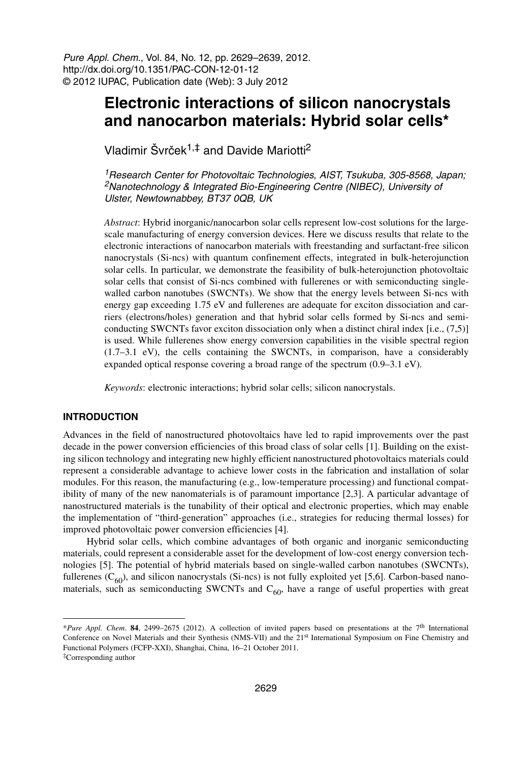# Electronic interactions of silicon nanocrystals and nanocarbon materials: Hybrid solar cells*

Vladimir Švrček[1,‡] and Davide Mariotti[2]

*[1]Research Center for Photovoltaic Technologies, AIST, Tsukuba, 305-8568, Japan;*
*[2]Nanotechnology & Integrated Bio-Engineering Centre (NIBEC), University of Ulster, Newtownabbey, BT37 0QB, UK*

*Abstract*: Hybrid inorganic/nanocarbon solar cells represent low-cost solutions for the large-scale manufacturing of energy conversion devices. Here we discuss results that relate to the electronic interactions of nanocarbon materials with freestanding and surfactant-free silicon nanocrystals (Si-ncs) with quantum confinement effects, integrated in bulk-heterojunction solar cells. In particular, we demonstrate the feasibility of bulk-heterojunction photovoltaic solar cells that consist of Si-ncs combined with fullerenes or with semiconducting single-walled carbon nanotubes (SWCNTs). We show that the energy levels between Si-ncs with energy gap exceeding 1.75 eV and fullerenes are adequate for exciton dissociation and carriers (electrons/holes) generation and that hybrid solar cells formed by Si-ncs and semiconducting SWCNTs favor exciton dissociation only when a distinct chiral index [i.e., (7,5)] is used. While fullerenes show energy conversion capabilities in the visible spectral region (1.7–3.1 eV), the cells containing the SWCNTs, in comparison, have a considerably expanded optical response covering a broad range of the spectrum (0.9–3.1 eV).

*Keywords*: electronic interactions; hybrid solar cells; silicon nanocrystals.

## INTRODUCTION

Advances in the field of nanostructured photovoltaics have led to rapid improvements over the past decade in the power conversion efficiencies of this broad class of solar cells [1]. Building on the existing silicon technology and integrating new highly efficient nanostructured photovoltaics materials could represent a considerable advantage to achieve lower costs in the fabrication and installation of solar modules. For this reason, the manufacturing (e.g., low-temperature processing) and functional compatibility of many of the new nanomaterials is of paramount importance [2,3]. A particular advantage of nanostructured materials is the tunability of their optical and electronic properties, which may enable the implementation of "third-generation" approaches (i.e., strategies for reducing thermal losses) for improved photovoltaic power conversion efficiencies [4].

Hybrid solar cells, which combine advantages of both organic and inorganic semiconducting materials, could represent a considerable asset for the development of low-cost energy conversion technologies [5]. The potential of hybrid materials based on single-walled carbon nanotubes (SWCNTs), fullerenes ($C_{60}$), and silicon nanocrystals (Si-ncs) is not fully exploited yet [5,6]. Carbon-based nanomaterials, such as semiconducting SWCNTs and $C_{60}$, have a range of useful properties with great

---

*\*Pure Appl. Chem.* **84**, 2499–2675 (2012). A collection of invited papers based on presentations at the 7th International Conference on Novel Materials and their Synthesis (NMS-VII) and the 21st International Symposium on Fine Chemistry and Functional Polymers (FCFP-XXI), Shanghai, China, 16–21 October 2011.

‡Corresponding author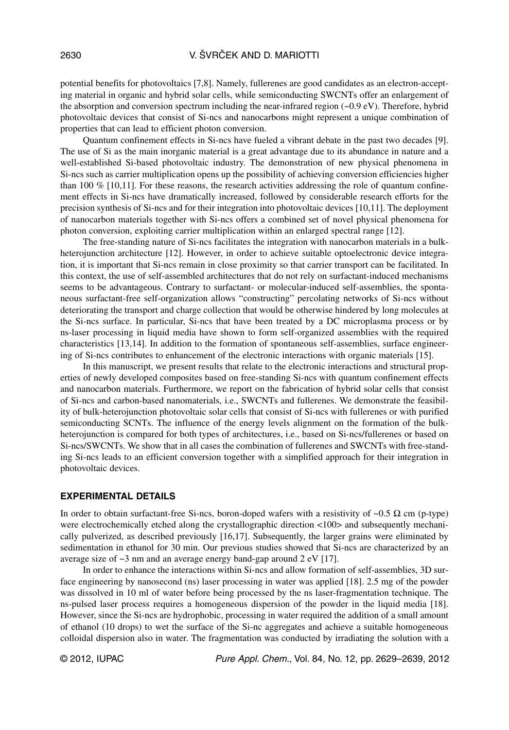potential benefits for photovoltaics [7,8]. Namely, fullerenes are good candidates as an electron-accepting material in organic and hybrid solar cells, while semiconducting SWCNTs offer an enlargement of the absorption and conversion spectrum including the near-infrared region (~0.9 eV). Therefore, hybrid photovoltaic devices that consist of Si-ncs and nanocarbons might represent a unique combination of properties that can lead to efficient photon conversion.

Quantum confinement effects in Si-ncs have fueled a vibrant debate in the past two decades [9]. The use of Si as the main inorganic material is a great advantage due to its abundance in nature and a well-established Si-based photovoltaic industry. The demonstration of new physical phenomena in Si-ncs such as carrier multiplication opens up the possibility of achieving conversion efficiencies higher than 100 % [10,11]. For these reasons, the research activities addressing the role of quantum confinement effects in Si-ncs have dramatically increased, followed by considerable research efforts for the precision synthesis of Si-ncs and for their integration into photovoltaic devices [10,11]. The deployment of nanocarbon materials together with Si-ncs offers a combined set of novel physical phenomena for photon conversion, exploiting carrier multiplication within an enlarged spectral range [12].

The free-standing nature of Si-ncs facilitates the integration with nanocarbon materials in a bulk-heterojunction architecture [12]. However, in order to achieve suitable optoelectronic device integration, it is important that Si-ncs remain in close proximity so that carrier transport can be facilitated. In this context, the use of self-assembled architectures that do not rely on surfactant-induced mechanisms seems to be advantageous. Contrary to surfactant- or molecular-induced self-assemblies, the spontaneous surfactant-free self-organization allows "constructing" percolating networks of Si-ncs without deteriorating the transport and charge collection that would be otherwise hindered by long molecules at the Si-ncs surface. In particular, Si-ncs that have been treated by a DC microplasma process or by ns-laser processing in liquid media have shown to form self-organized assemblies with the required characteristics [13,14]. In addition to the formation of spontaneous self-assemblies, surface engineering of Si-ncs contributes to enhancement of the electronic interactions with organic materials [15].

In this manuscript, we present results that relate to the electronic interactions and structural properties of newly developed composites based on free-standing Si-ncs with quantum confinement effects and nanocarbon materials. Furthermore, we report on the fabrication of hybrid solar cells that consist of Si-ncs and carbon-based nanomaterials, i.e., SWCNTs and fullerenes. We demonstrate the feasibility of bulk-heterojunction photovoltaic solar cells that consist of Si-ncs with fullerenes or with purified semiconducting SCNTs. The influence of the energy levels alignment on the formation of the bulk-heterojunction is compared for both types of architectures, i.e., based on Si-ncs/fullerenes or based on Si-ncs/SWCNTs. We show that in all cases the combination of fullerenes and SWCNTs with free-standing Si-ncs leads to an efficient conversion together with a simplified approach for their integration in photovoltaic devices.

## EXPERIMENTAL DETAILS

In order to obtain surfactant-free Si-ncs, boron-doped wafers with a resistivity of ~0.5 Ω cm (p-type) were electrochemically etched along the crystallographic direction <100> and subsequently mechanically pulverized, as described previously [16,17]. Subsequently, the larger grains were eliminated by sedimentation in ethanol for 30 min. Our previous studies showed that Si-ncs are characterized by an average size of ~3 nm and an average energy band-gap around 2 eV [17].

In order to enhance the interactions within Si-ncs and allow formation of self-assemblies, 3D surface engineering by nanosecond (ns) laser processing in water was applied [18]. 2.5 mg of the powder was dissolved in 10 ml of water before being processed by the ns laser-fragmentation technique. The ns-pulsed laser process requires a homogeneous dispersion of the powder in the liquid media [18]. However, since the Si-ncs are hydrophobic, processing in water required the addition of a small amount of ethanol (10 drops) to wet the surface of the Si-nc aggregates and achieve a suitable homogeneous colloidal dispersion also in water. The fragmentation was conducted by irradiating the solution with a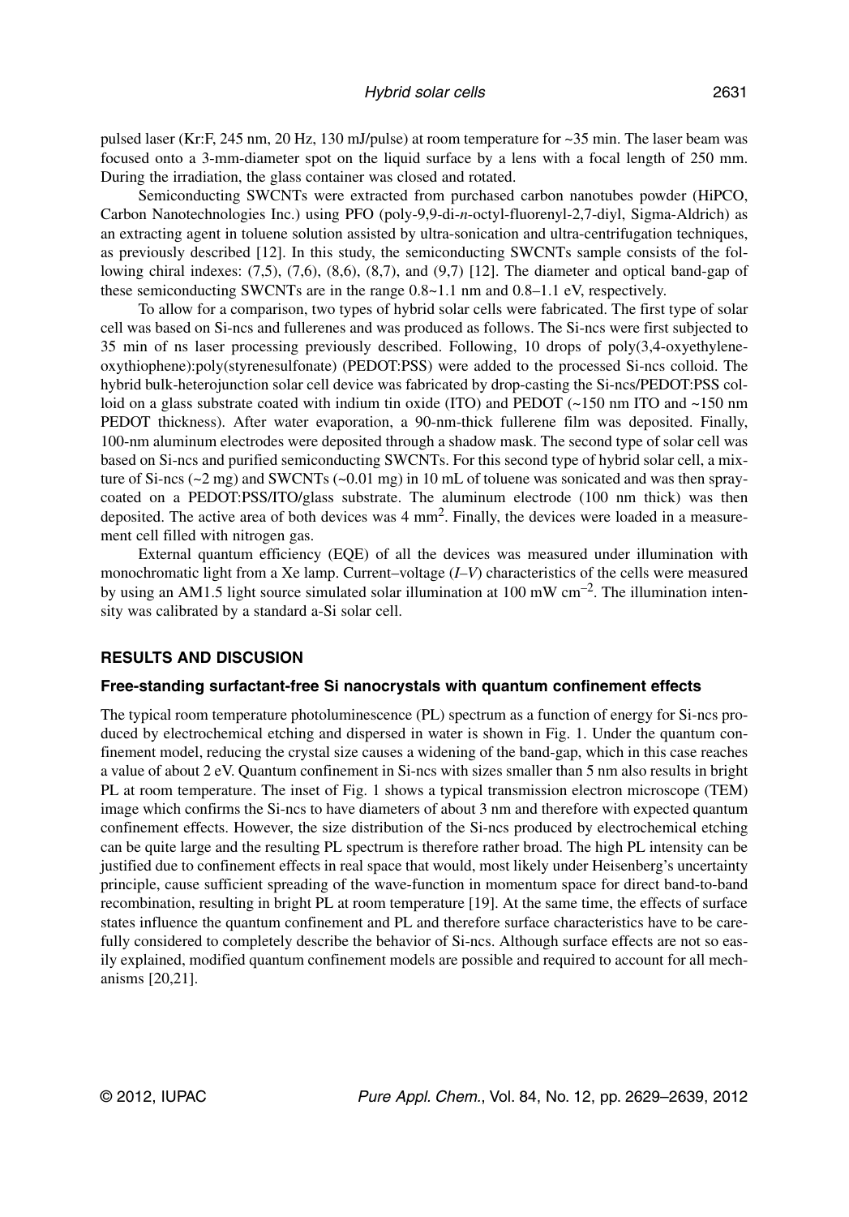pulsed laser (Kr:F, 245 nm, 20 Hz, 130 mJ/pulse) at room temperature for ~35 min. The laser beam was focused onto a 3-mm-diameter spot on the liquid surface by a lens with a focal length of 250 mm. During the irradiation, the glass container was closed and rotated.

Semiconducting SWCNTs were extracted from purchased carbon nanotubes powder (HiPCO, Carbon Nanotechnologies Inc.) using PFO (poly-9,9-di-*n*-octyl-fluorenyl-2,7-diyl, Sigma-Aldrich) as an extracting agent in toluene solution assisted by ultra-sonication and ultra-centrifugation techniques, as previously described [12]. In this study, the semiconducting SWCNTs sample consists of the following chiral indexes: (7,5), (7,6), (8,6), (8,7), and (9,7) [12]. The diameter and optical band-gap of these semiconducting SWCNTs are in the range 0.8~1.1 nm and 0.8–1.1 eV, respectively.

To allow for a comparison, two types of hybrid solar cells were fabricated. The first type of solar cell was based on Si-ncs and fullerenes and was produced as follows. The Si-ncs were first subjected to 35 min of ns laser processing previously described. Following, 10 drops of poly(3,4-oxyethyleneoxythiophene):poly(styrenesulfonate) (PEDOT:PSS) were added to the processed Si-ncs colloid. The hybrid bulk-heterojunction solar cell device was fabricated by drop-casting the Si-ncs/PEDOT:PSS colloid on a glass substrate coated with indium tin oxide (ITO) and PEDOT (~150 nm ITO and ~150 nm PEDOT thickness). After water evaporation, a 90-nm-thick fullerene film was deposited. Finally, 100-nm aluminum electrodes were deposited through a shadow mask. The second type of solar cell was based on Si-ncs and purified semiconducting SWCNTs. For this second type of hybrid solar cell, a mixture of Si-ncs (~2 mg) and SWCNTs (~0.01 mg) in 10 mL of toluene was sonicated and was then spray-coated on a PEDOT:PSS/ITO/glass substrate. The aluminum electrode (100 nm thick) was then deposited. The active area of both devices was 4 mm$^2$. Finally, the devices were loaded in a measurement cell filled with nitrogen gas.

External quantum efficiency (EQE) of all the devices was measured under illumination with monochromatic light from a Xe lamp. Current–voltage (*I*–*V*) characteristics of the cells were measured by using an AM1.5 light source simulated solar illumination at 100 mW cm$^{-2}$. The illumination intensity was calibrated by a standard a-Si solar cell.

## RESULTS AND DISCUSION

### Free-standing surfactant-free Si nanocrystals with quantum confinement effects

The typical room temperature photoluminescence (PL) spectrum as a function of energy for Si-ncs produced by electrochemical etching and dispersed in water is shown in Fig. 1. Under the quantum confinement model, reducing the crystal size causes a widening of the band-gap, which in this case reaches a value of about 2 eV. Quantum confinement in Si-ncs with sizes smaller than 5 nm also results in bright PL at room temperature. The inset of Fig. 1 shows a typical transmission electron microscope (TEM) image which confirms the Si-ncs to have diameters of about 3 nm and therefore with expected quantum confinement effects. However, the size distribution of the Si-ncs produced by electrochemical etching can be quite large and the resulting PL spectrum is therefore rather broad. The high PL intensity can be justified due to confinement effects in real space that would, most likely under Heisenberg's uncertainty principle, cause sufficient spreading of the wave-function in momentum space for direct band-to-band recombination, resulting in bright PL at room temperature [19]. At the same time, the effects of surface states influence the quantum confinement and PL and therefore surface characteristics have to be carefully considered to completely describe the behavior of Si-ncs. Although surface effects are not so easily explained, modified quantum confinement models are possible and required to account for all mechanisms [20,21].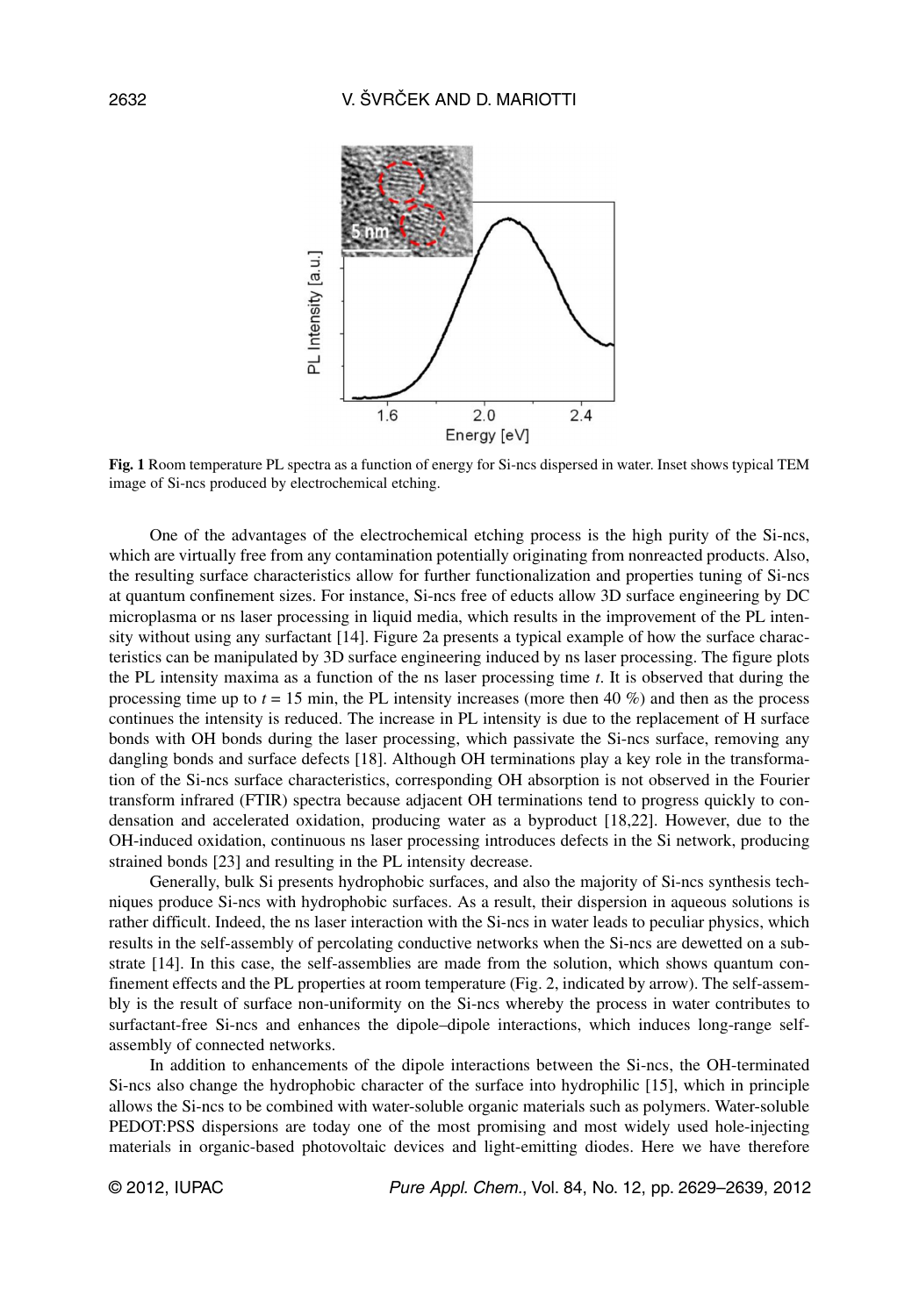**Fig. 1** Room temperature PL spectra as a function of energy for Si-ncs dispersed in water. Inset shows typical TEM image of Si-ncs produced by electrochemical etching.

One of the advantages of the electrochemical etching process is the high purity of the Si-ncs, which are virtually free from any contamination potentially originating from nonreacted products. Also, the resulting surface characteristics allow for further functionalization and properties tuning of Si-ncs at quantum confinement sizes. For instance, Si-ncs free of educts allow 3D surface engineering by DC microplasma or ns laser processing in liquid media, which results in the improvement of the PL intensity without using any surfactant [14]. Figure 2a presents a typical example of how the surface characteristics can be manipulated by 3D surface engineering induced by ns laser processing. The figure plots the PL intensity maxima as a function of the ns laser processing time *t*. It is observed that during the processing time up to $t = 15$ min, the PL intensity increases (more then 40 %) and then as the process continues the intensity is reduced. The increase in PL intensity is due to the replacement of H surface bonds with OH bonds during the laser processing, which passivate the Si-ncs surface, removing any dangling bonds and surface defects [18]. Although OH terminations play a key role in the transformation of the Si-ncs surface characteristics, corresponding OH absorption is not observed in the Fourier transform infrared (FTIR) spectra because adjacent OH terminations tend to progress quickly to condensation and accelerated oxidation, producing water as a byproduct [18,22]. However, due to the OH-induced oxidation, continuous ns laser processing introduces defects in the Si network, producing strained bonds [23] and resulting in the PL intensity decrease.

Generally, bulk Si presents hydrophobic surfaces, and also the majority of Si-ncs synthesis techniques produce Si-ncs with hydrophobic surfaces. As a result, their dispersion in aqueous solutions is rather difficult. Indeed, the ns laser interaction with the Si-ncs in water leads to peculiar physics, which results in the self-assembly of percolating conductive networks when the Si-ncs are dewetted on a substrate [14]. In this case, the self-assemblies are made from the solution, which shows quantum confinement effects and the PL properties at room temperature (Fig. 2, indicated by arrow). The self-assembly is the result of surface non-uniformity on the Si-ncs whereby the process in water contributes to surfactant-free Si-ncs and enhances the dipole–dipole interactions, which induces long-range self-assembly of connected networks.

In addition to enhancements of the dipole interactions between the Si-ncs, the OH-terminated Si-ncs also change the hydrophobic character of the surface into hydrophilic [15], which in principle allows the Si-ncs to be combined with water-soluble organic materials such as polymers. Water-soluble PEDOT:PSS dispersions are today one of the most promising and most widely used hole-injecting materials in organic-based photovoltaic devices and light-emitting diodes. Here we have therefore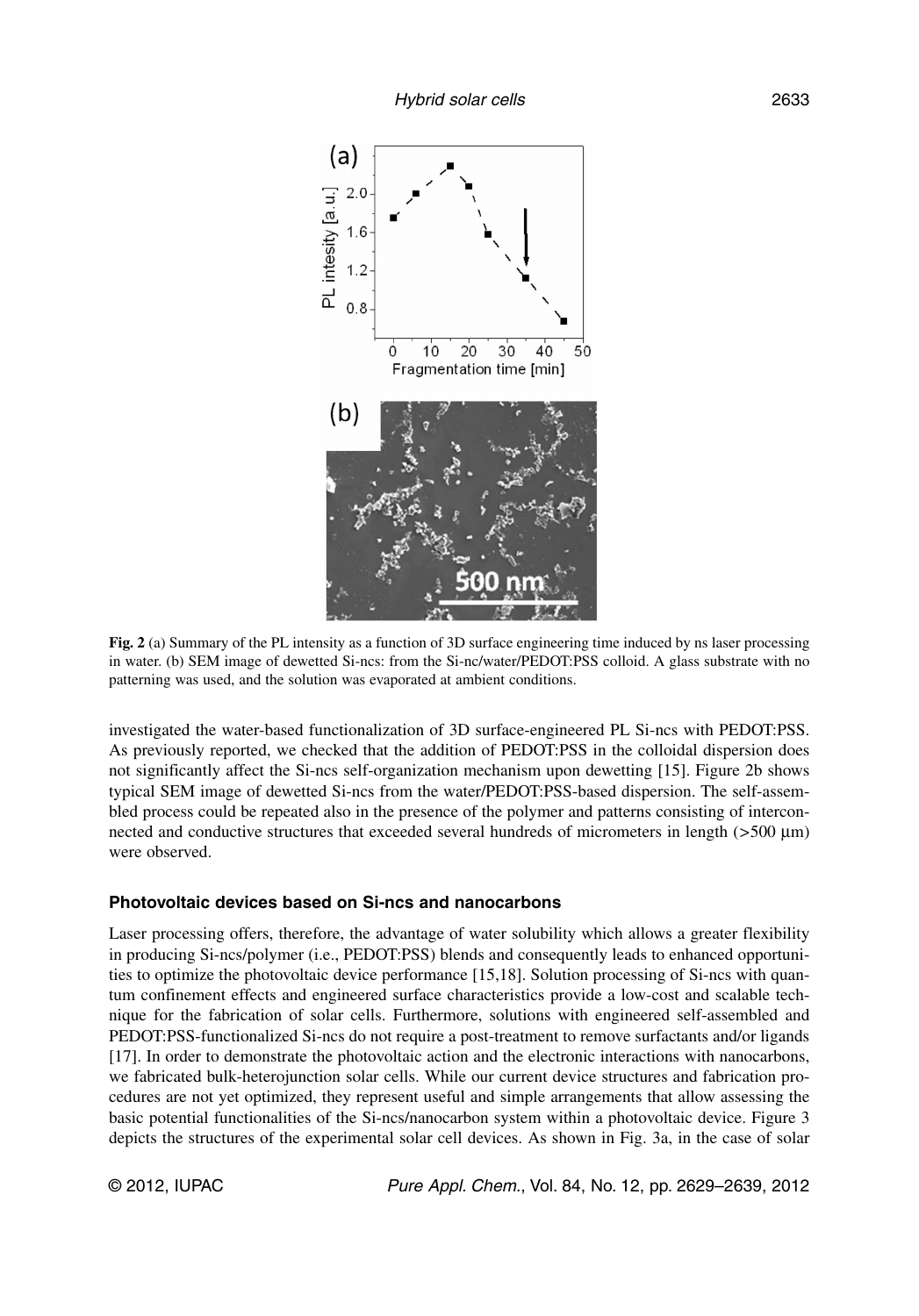**Fig. 2** (a) Summary of the PL intensity as a function of 3D surface engineering time induced by ns laser processing in water. (b) SEM image of dewetted Si-ncs: from the Si-nc/water/PEDOT:PSS colloid. A glass substrate with no patterning was used, and the solution was evaporated at ambient conditions.

investigated the water-based functionalization of 3D surface-engineered PL Si-ncs with PEDOT:PSS. As previously reported, we checked that the addition of PEDOT:PSS in the colloidal dispersion does not significantly affect the Si-ncs self-organization mechanism upon dewetting [15]. Figure 2b shows typical SEM image of dewetted Si-ncs from the water/PEDOT:PSS-based dispersion. The self-assembled process could be repeated also in the presence of the polymer and patterns consisting of interconnected and conductive structures that exceeded several hundreds of micrometers in length (>500 μm) were observed.

### Photovoltaic devices based on Si-ncs and nanocarbons

Laser processing offers, therefore, the advantage of water solubility which allows a greater flexibility in producing Si-ncs/polymer (i.e., PEDOT:PSS) blends and consequently leads to enhanced opportunities to optimize the photovoltaic device performance [15,18]. Solution processing of Si-ncs with quantum confinement effects and engineered surface characteristics provide a low-cost and scalable technique for the fabrication of solar cells. Furthermore, solutions with engineered self-assembled and PEDOT:PSS-functionalized Si-ncs do not require a post-treatment to remove surfactants and/or ligands [17]. In order to demonstrate the photovoltaic action and the electronic interactions with nanocarbons, we fabricated bulk-heterojunction solar cells. While our current device structures and fabrication procedures are not yet optimized, they represent useful and simple arrangements that allow assessing the basic potential functionalities of the Si-ncs/nanocarbon system within a photovoltaic device. Figure 3 depicts the structures of the experimental solar cell devices. As shown in Fig. 3a, in the case of solar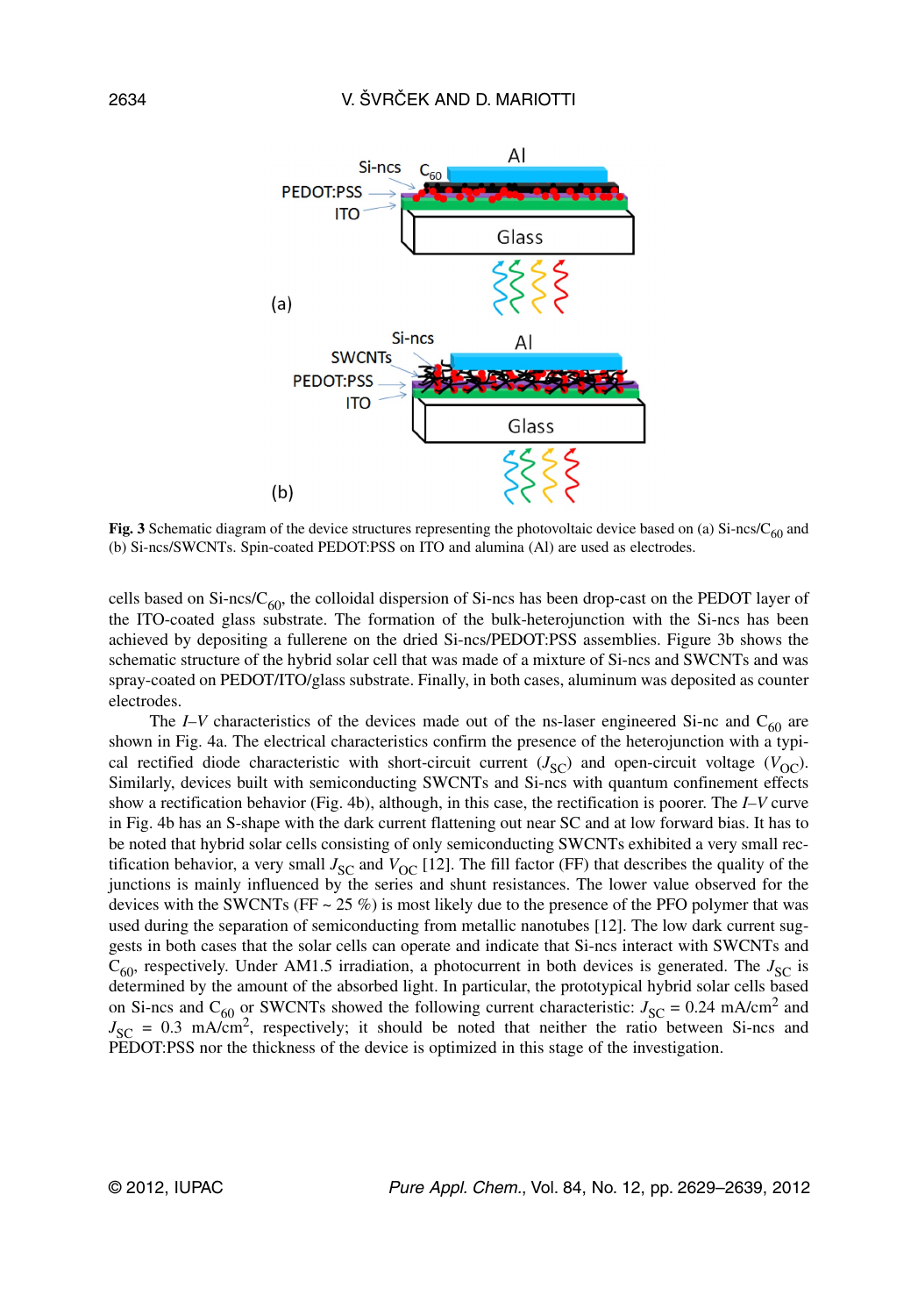**Fig. 3** Schematic diagram of the device structures representing the photovoltaic device based on (a) Si-ncs/$C_{60}$ and (b) Si-ncs/SWCNTs. Spin-coated PEDOT:PSS on ITO and alumina (Al) are used as electrodes.

cells based on Si-ncs/$C_{60}$, the colloidal dispersion of Si-ncs has been drop-cast on the PEDOT layer of the ITO-coated glass substrate. The formation of the bulk-heterojunction with the Si-ncs has been achieved by depositing a fullerene on the dried Si-ncs/PEDOT:PSS assemblies. Figure 3b shows the schematic structure of the hybrid solar cell that was made of a mixture of Si-ncs and SWCNTs and was spray-coated on PEDOT/ITO/glass substrate. Finally, in both cases, aluminum was deposited as counter electrodes.

The *I–V* characteristics of the devices made out of the ns-laser engineered Si-nc and $C_{60}$ are shown in Fig. 4a. The electrical characteristics confirm the presence of the heterojunction with a typical rectified diode characteristic with short-circuit current ($J_{SC}$) and open-circuit voltage ($V_{OC}$). Similarly, devices built with semiconducting SWCNTs and Si-ncs with quantum confinement effects show a rectification behavior (Fig. 4b), although, in this case, the rectification is poorer. The *I–V* curve in Fig. 4b has an S-shape with the dark current flattening out near SC and at low forward bias. It has to be noted that hybrid solar cells consisting of only semiconducting SWCNTs exhibited a very small rectification behavior, a very small $J_{SC}$ and $V_{OC}$ [12]. The fill factor (FF) that describes the quality of the junctions is mainly influenced by the series and shunt resistances. The lower value observed for the devices with the SWCNTs (FF ~ 25 %) is most likely due to the presence of the PFO polymer that was used during the separation of semiconducting from metallic nanotubes [12]. The low dark current suggests in both cases that the solar cells can operate and indicate that Si-ncs interact with SWCNTs and $C_{60}$, respectively. Under AM1.5 irradiation, a photocurrent in both devices is generated. The $J_{SC}$ is determined by the amount of the absorbed light. In particular, the prototypical hybrid solar cells based on Si-ncs and $C_{60}$ or SWCNTs showed the following current characteristic: $J_{SC}$ = 0.24 mA/cm$^2$ and $J_{SC}$ = 0.3 mA/cm$^2$, respectively; it should be noted that neither the ratio between Si-ncs and PEDOT:PSS nor the thickness of the device is optimized in this stage of the investigation.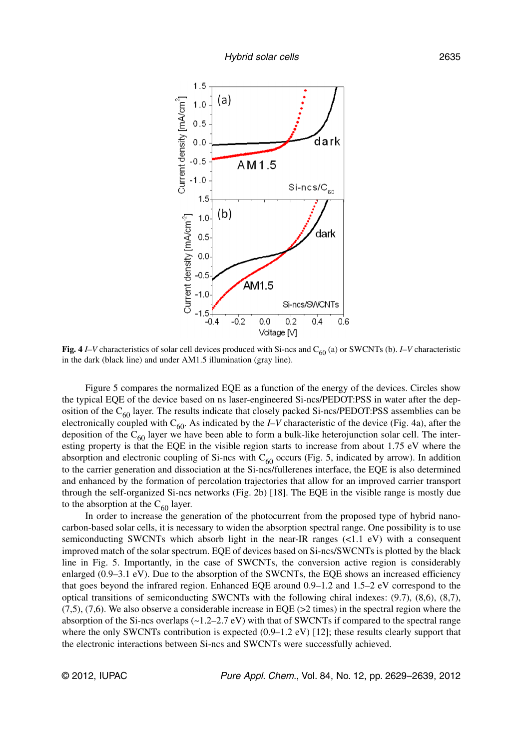**Fig. 4** *I–V* characteristics of solar cell devices produced with Si-ncs and $C_{60}$ (a) or SWCNTs (b). *I–V* characteristic in the dark (black line) and under AM1.5 illumination (gray line).

Figure 5 compares the normalized EQE as a function of the energy of the devices. Circles show the typical EQE of the device based on ns laser-engineered Si-ncs/PEDOT:PSS in water after the deposition of the $C_{60}$ layer. The results indicate that closely packed Si-ncs/PEDOT:PSS assemblies can be electronically coupled with $C_{60}$. As indicated by the *I–V* characteristic of the device (Fig. 4a), after the deposition of the $C_{60}$ layer we have been able to form a bulk-like heterojunction solar cell. The interesting property is that the EQE in the visible region starts to increase from about 1.75 eV where the absorption and electronic coupling of Si-ncs with $C_{60}$ occurs (Fig. 5, indicated by arrow). In addition to the carrier generation and dissociation at the Si-ncs/fullerenes interface, the EQE is also determined and enhanced by the formation of percolation trajectories that allow for an improved carrier transport through the self-organized Si-ncs networks (Fig. 2b) [18]. The EQE in the visible range is mostly due to the absorption at the $C_{60}$ layer.

In order to increase the generation of the photocurrent from the proposed type of hybrid nanocarbon-based solar cells, it is necessary to widen the absorption spectral range. One possibility is to use semiconducting SWCNTs which absorb light in the near-IR ranges (<1.1 eV) with a consequent improved match of the solar spectrum. EQE of devices based on Si-ncs/SWCNTs is plotted by the black line in Fig. 5. Importantly, in the case of SWCNTs, the conversion active region is considerably enlarged (0.9–3.1 eV). Due to the absorption of the SWCNTs, the EQE shows an increased efficiency that goes beyond the infrared region. Enhanced EQE around 0.9–1.2 and 1.5–2 eV correspond to the optical transitions of semiconducting SWCNTs with the following chiral indexes: (9,7), (8,6), (8,7), (7,5), (7,6). We also observe a considerable increase in EQE (>2 times) in the spectral region where the absorption of the Si-ncs overlaps (~1.2–2.7 eV) with that of SWCNTs if compared to the spectral range where the only SWCNTs contribution is expected (0.9–1.2 eV) [12]; these results clearly support that the electronic interactions between Si-ncs and SWCNTs were successfully achieved.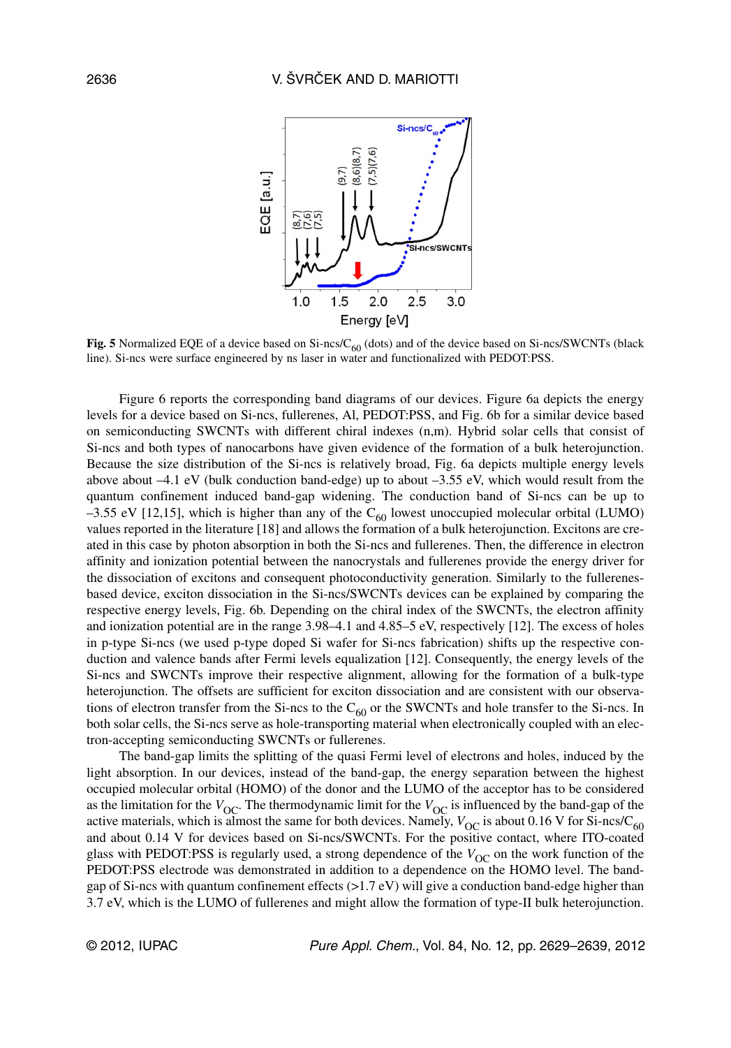**Fig. 5** Normalized EQE of a device based on Si-ncs/$C_{60}$ (dots) and of the device based on Si-ncs/SWCNTs (black line). Si-ncs were surface engineered by ns laser in water and functionalized with PEDOT:PSS.

Figure 6 reports the corresponding band diagrams of our devices. Figure 6a depicts the energy levels for a device based on Si-ncs, fullerenes, Al, PEDOT:PSS, and Fig. 6b for a similar device based on semiconducting SWCNTs with different chiral indexes (n,m). Hybrid solar cells that consist of Si-ncs and both types of nanocarbons have given evidence of the formation of a bulk heterojunction. Because the size distribution of the Si-ncs is relatively broad, Fig. 6a depicts multiple energy levels above about –4.1 eV (bulk conduction band-edge) up to about –3.55 eV, which would result from the quantum confinement induced band-gap widening. The conduction band of Si-ncs can be up to –3.55 eV [12,15], which is higher than any of the $C_{60}$ lowest unoccupied molecular orbital (LUMO) values reported in the literature [18] and allows the formation of a bulk heterojunction. Excitons are created in this case by photon absorption in both the Si-ncs and fullerenes. Then, the difference in electron affinity and ionization potential between the nanocrystals and fullerenes provide the energy driver for the dissociation of excitons and consequent photoconductivity generation. Similarly to the fullerenes-based device, exciton dissociation in the Si-ncs/SWCNTs devices can be explained by comparing the respective energy levels, Fig. 6b. Depending on the chiral index of the SWCNTs, the electron affinity and ionization potential are in the range 3.98–4.1 and 4.85–5 eV, respectively [12]. The excess of holes in p-type Si-ncs (we used p-type doped Si wafer for Si-ncs fabrication) shifts up the respective conduction and valence bands after Fermi levels equalization [12]. Consequently, the energy levels of the Si-ncs and SWCNTs improve their respective alignment, allowing for the formation of a bulk-type heterojunction. The offsets are sufficient for exciton dissociation and are consistent with our observations of electron transfer from the Si-ncs to the $C_{60}$ or the SWCNTs and hole transfer to the Si-ncs. In both solar cells, the Si-ncs serve as hole-transporting material when electronically coupled with an electron-accepting semiconducting SWCNTs or fullerenes.

The band-gap limits the splitting of the quasi Fermi level of electrons and holes, induced by the light absorption. In our devices, instead of the band-gap, the energy separation between the highest occupied molecular orbital (HOMO) of the donor and the LUMO of the acceptor has to be considered as the limitation for the $V_{OC}$. The thermodynamic limit for the $V_{OC}$ is influenced by the band-gap of the active materials, which is almost the same for both devices. Namely, $V_{OC}$ is about 0.16 V for Si-ncs/$C_{60}$ and about 0.14 V for devices based on Si-ncs/SWCNTs. For the positive contact, where ITO-coated glass with PEDOT:PSS is regularly used, a strong dependence of the $V_{OC}$ on the work function of the PEDOT:PSS electrode was demonstrated in addition to a dependence on the HOMO level. The band-gap of Si-ncs with quantum confinement effects (>1.7 eV) will give a conduction band-edge higher than 3.7 eV, which is the LUMO of fullerenes and might allow the formation of type-II bulk heterojunction.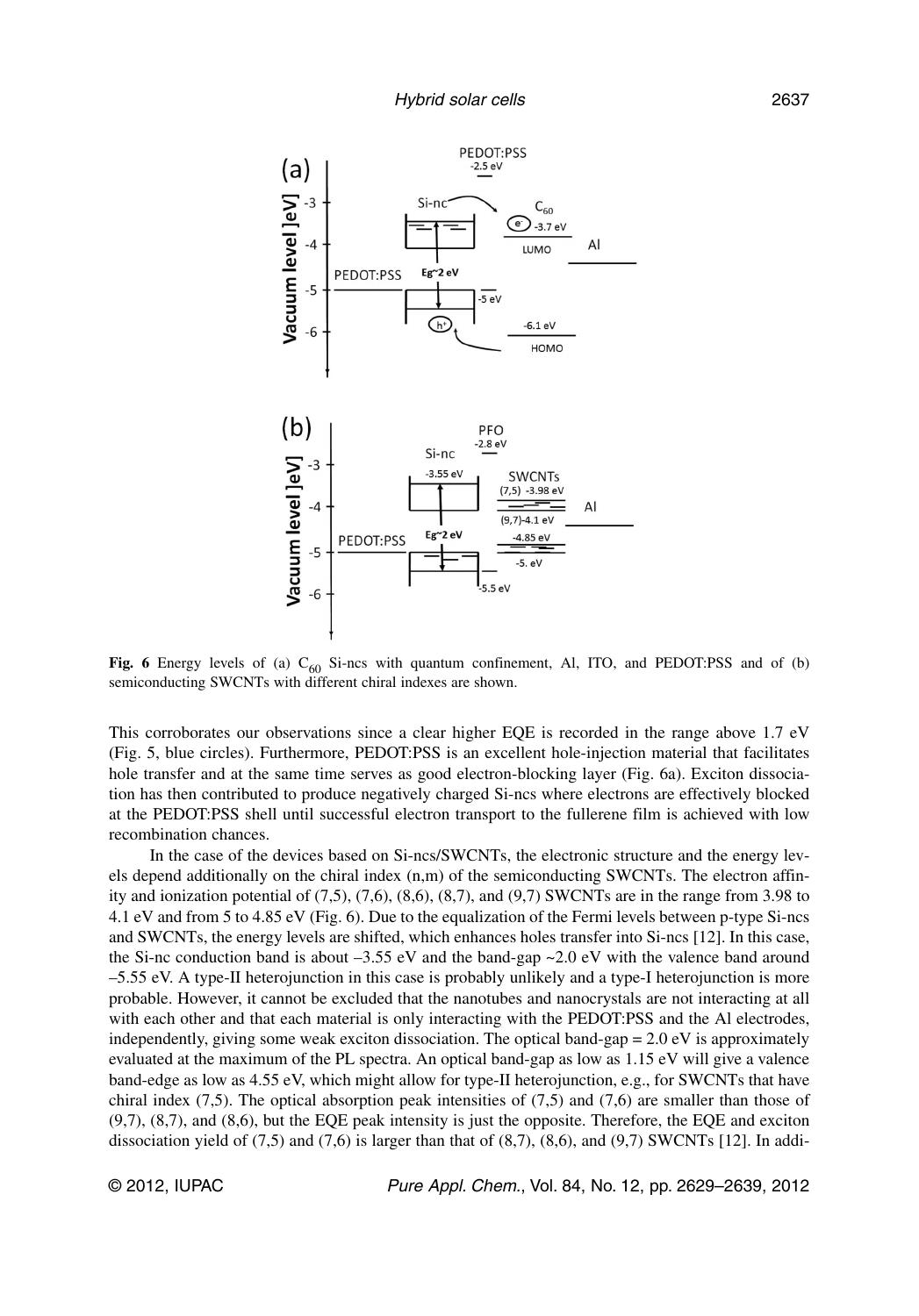**Fig. 6** Energy levels of (a) $C_{60}$ Si-ncs with quantum confinement, Al, ITO, and PEDOT:PSS and of (b) semiconducting SWCNTs with different chiral indexes are shown.

This corroborates our observations since a clear higher EQE is recorded in the range above 1.7 eV (Fig. 5, blue circles). Furthermore, PEDOT:PSS is an excellent hole-injection material that facilitates hole transfer and at the same time serves as good electron-blocking layer (Fig. 6a). Exciton dissociation has then contributed to produce negatively charged Si-ncs where electrons are effectively blocked at the PEDOT:PSS shell until successful electron transport to the fullerene film is achieved with low recombination chances.

In the case of the devices based on Si-ncs/SWCNTs, the electronic structure and the energy levels depend additionally on the chiral index (n,m) of the semiconducting SWCNTs. The electron affinity and ionization potential of (7,5), (7,6), (8,6), (8,7), and (9,7) SWCNTs are in the range from 3.98 to 4.1 eV and from 5 to 4.85 eV (Fig. 6). Due to the equalization of the Fermi levels between p-type Si-ncs and SWCNTs, the energy levels are shifted, which enhances holes transfer into Si-ncs [12]. In this case, the Si-nc conduction band is about –3.55 eV and the band-gap ~2.0 eV with the valence band around –5.55 eV. A type-II heterojunction in this case is probably unlikely and a type-I heterojunction is more probable. However, it cannot be excluded that the nanotubes and nanocrystals are not interacting at all with each other and that each material is only interacting with the PEDOT:PSS and the Al electrodes, independently, giving some weak exciton dissociation. The optical band-gap = 2.0 eV is approximately evaluated at the maximum of the PL spectra. An optical band-gap as low as 1.15 eV will give a valence band-edge as low as 4.55 eV, which might allow for type-II heterojunction, e.g., for SWCNTs that have chiral index (7,5). The optical absorption peak intensities of (7,5) and (7,6) are smaller than those of (9,7), (8,7), and (8,6), but the EQE peak intensity is just the opposite. Therefore, the EQE and exciton dissociation yield of (7,5) and (7,6) is larger than that of (8,7), (8,6), and (9,7) SWCNTs [12]. In addi-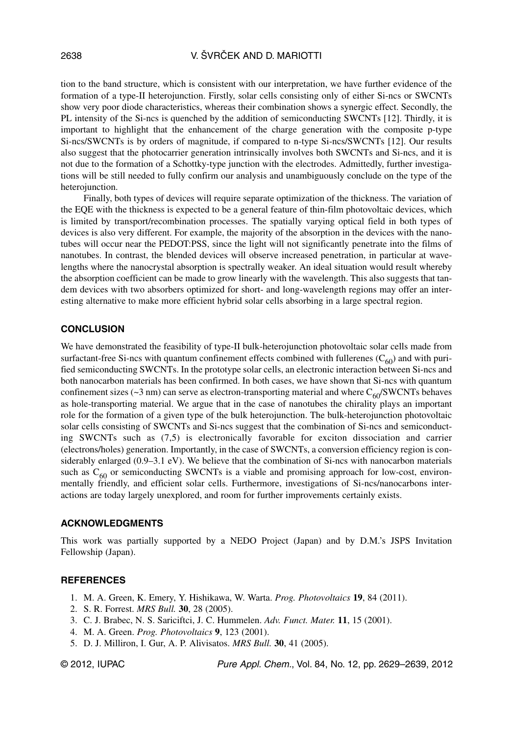tion to the band structure, which is consistent with our interpretation, we have further evidence of the formation of a type-II heterojunction. Firstly, solar cells consisting only of either Si-ncs or SWCNTs show very poor diode characteristics, whereas their combination shows a synergic effect. Secondly, the PL intensity of the Si-ncs is quenched by the addition of semiconducting SWCNTs [12]. Thirdly, it is important to highlight that the enhancement of the charge generation with the composite p-type Si-ncs/SWCNTs is by orders of magnitude, if compared to n-type Si-ncs/SWCNTs [12]. Our results also suggest that the photocarrier generation intrinsically involves both SWCNTs and Si-ncs, and it is not due to the formation of a Schottky-type junction with the electrodes. Admittedly, further investigations will be still needed to fully confirm our analysis and unambiguously conclude on the type of the heterojunction.

Finally, both types of devices will require separate optimization of the thickness. The variation of the EQE with the thickness is expected to be a general feature of thin-film photovoltaic devices, which is limited by transport/recombination processes. The spatially varying optical field in both types of devices is also very different. For example, the majority of the absorption in the devices with the nanotubes will occur near the PEDOT:PSS, since the light will not significantly penetrate into the films of nanotubes. In contrast, the blended devices will observe increased penetration, in particular at wavelengths where the nanocrystal absorption is spectrally weaker. An ideal situation would result whereby the absorption coefficient can be made to grow linearly with the wavelength. This also suggests that tandem devices with two absorbers optimized for short- and long-wavelength regions may offer an interesting alternative to make more efficient hybrid solar cells absorbing in a large spectral region.

## CONCLUSION

We have demonstrated the feasibility of type-II bulk-heterojunction photovoltaic solar cells made from surfactant-free Si-ncs with quantum confinement effects combined with fullerenes ($C_{60}$) and with purified semiconducting SWCNTs. In the prototype solar cells, an electronic interaction between Si-ncs and both nanocarbon materials has been confirmed. In both cases, we have shown that Si-ncs with quantum confinement sizes (~3 nm) can serve as electron-transporting material and where $C_{60}$/SWCNTs behaves as hole-transporting material. We argue that in the case of nanotubes the chirality plays an important role for the formation of a given type of the bulk heterojunction. The bulk-heterojunction photovoltaic solar cells consisting of SWCNTs and Si-ncs suggest that the combination of Si-ncs and semiconducting SWCNTs such as (7,5) is electronically favorable for exciton dissociation and carrier (electrons/holes) generation. Importantly, in the case of SWCNTs, a conversion efficiency region is considerably enlarged (0.9–3.1 eV). We believe that the combination of Si-ncs with nanocarbon materials such as $C_{60}$ or semiconducting SWCNTs is a viable and promising approach for low-cost, environmentally friendly, and efficient solar cells. Furthermore, investigations of Si-ncs/nanocarbons interactions are today largely unexplored, and room for further improvements certainly exists.

## ACKNOWLEDGMENTS

This work was partially supported by a NEDO Project (Japan) and by D.M.'s JSPS Invitation Fellowship (Japan).

## REFERENCES

1. M. A. Green, K. Emery, Y. Hishikawa, W. Warta. *Prog. Photovoltaics* **19**, 84 (2011).
2. S. R. Forrest. *MRS Bull.* **30**, 28 (2005).
3. C. J. Brabec, N. S. Sariciftci, J. C. Hummelen. *Adv. Funct. Mater.* **11**, 15 (2001).
4. M. A. Green. *Prog. Photovoltaics* **9**, 123 (2001).
5. D. J. Milliron, I. Gur, A. P. Alivisatos. *MRS Bull.* **30**, 41 (2005).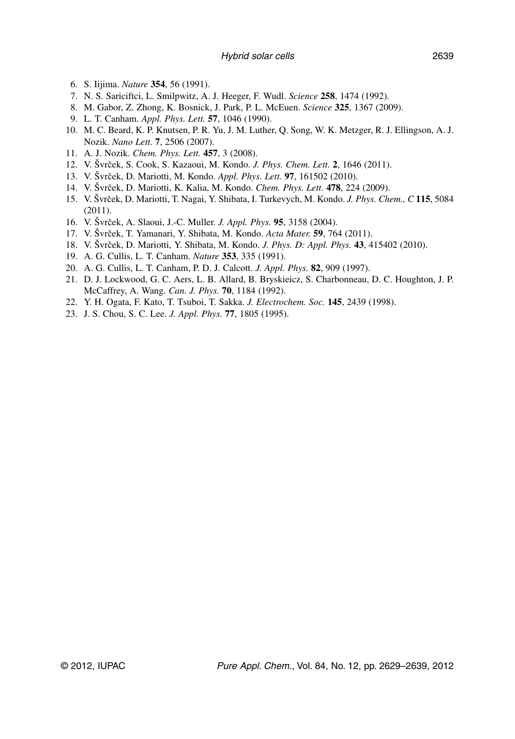6. S. Iijima. *Nature* **354**, 56 (1991).
7. N. S. Sariciftci, L. Smilpwitz, A. J. Heeger, F. Wudl. *Science* **258**, 1474 (1992).
8. M. Gabor, Z. Zhong, K. Bosnick, J. Park, P. L. McEuen. *Science* **325**, 1367 (2009).
9. L. T. Canham. *Appl. Phys. Lett.* **57**, 1046 (1990).
10. M. C. Beard, K. P. Knutsen, P. R. Yu, J. M. Luther, Q. Song, W. K. Metzger, R. J. Ellingson, A. J. Nozik. *Nano Lett.* **7**, 2506 (2007).
11. A. J. Nozik. *Chem. Phys. Lett.* **457**, 3 (2008).
12. V. Švrček, S. Cook, S. Kazaoui, M. Kondo. *J. Phys. Chem. Lett.* **2**, 1646 (2011).
13. V. Švrček, D. Mariotti, M. Kondo. *Appl. Phys. Lett.* **97**, 161502 (2010).
14. V. Švrček, D. Mariotti, K. Kalia, M. Kondo. *Chem. Phys. Lett.* **478**, 224 (2009).
15. V. Švrček, D. Mariotti, T. Nagai, Y. Shibata, I. Turkevych, M. Kondo. *J. Phys. Chem., C* **115**, 5084 (2011).
16. V. Švrček, A. Slaoui, J.-C. Muller. *J. Appl. Phys.* **95**, 3158 (2004).
17. V. Švrček, T. Yamanari, Y. Shibata, M. Kondo. *Acta Mater.* **59**, 764 (2011).
18. V. Švrček, D. Mariotti, Y. Shibata, M. Kondo. *J. Phys. D: Appl. Phys.* **43**, 415402 (2010).
19. A. G. Cullis, L. T. Canham. *Nature* **353**, 335 (1991).
20. A. G. Cullis, L. T. Canham, P. D. J. Calcott. *J. Appl. Phys.* **82**, 909 (1997).
21. D. J. Lockwood, G. C. Aers, L. B. Allard, B. Bryskieicz, S. Charbonneau, D. C. Houghton, J. P. McCaffrey, A. Wang. *Can. J. Phys.* **70**, 1184 (1992).
22. Y. H. Ogata, F. Kato, T. Tsuboi, T. Sakka. *J. Electrochem. Soc.* **145**, 2439 (1998).
23. J. S. Chou, S. C. Lee. *J. Appl. Phys.* **77**, 1805 (1995).